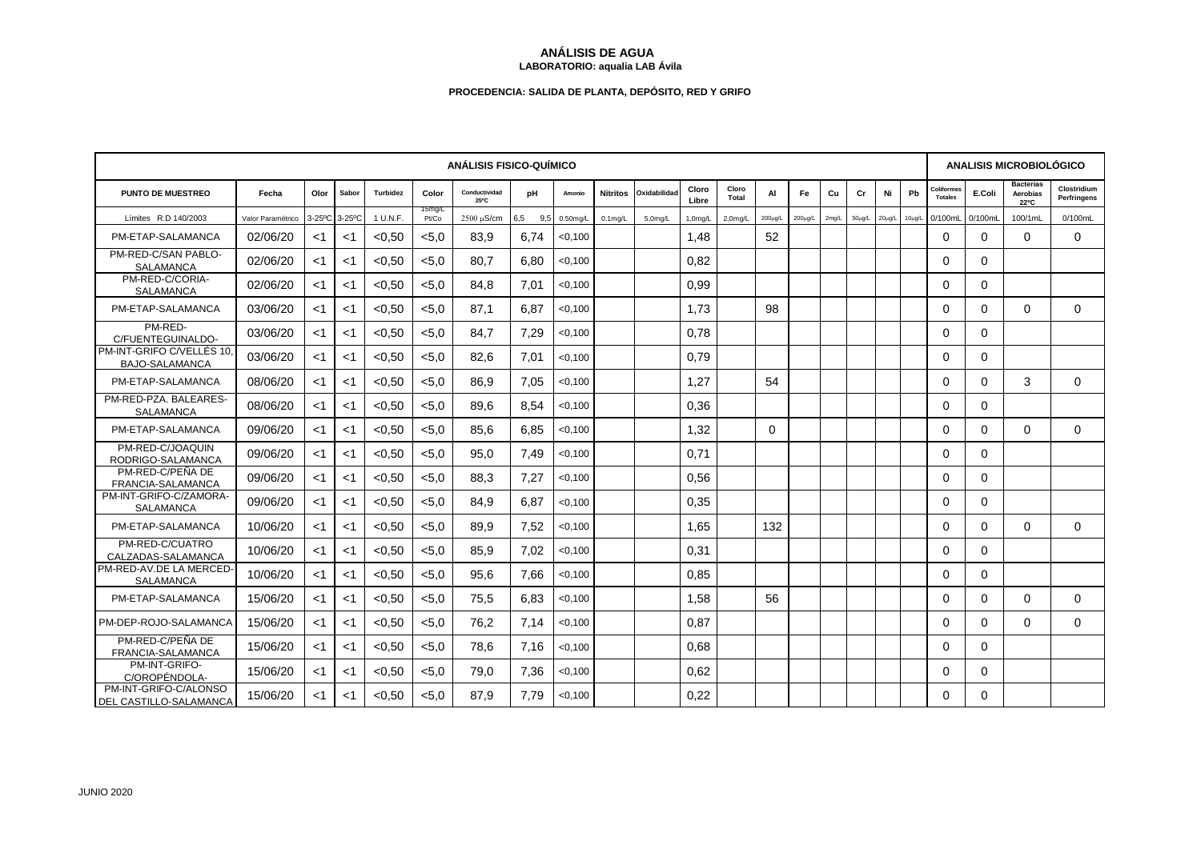# ANÁLISIS DE AGUA

**LABORATORIO: aqualia LAB Ávila**

**PROCEDENCIA: SALIDA DE PLANTA, DEPÓSITO, RED Y GRIFO**

| ANÁLISIS FISICO-QUÍMICO | | | | | | | | | | | | | | | | | | | | | ANALISIS MICROBIOLÓGICO | | | |
|---|---|---|---|---|---|---|---|---|---|---|---|---|---|---|---|---|---|---|---|---|---|---|---|---|
| **PUNTO DE MUESTREO** | **Fecha** | **Olor** | **Sabor** | **Turbidez** | **Color** | **Conductividad 25ºC** | **pH** | **Amonio** | **Nitritos** | **Oxidabilidad** | **Cloro Libre** | **Cloro Total** | **Al** | **Fe** | **Cu** | **Cr** | **Ni** | **Pb** | **Coliformes Totales** | **E.Coli** | **Bacterias Aerobias 22ºC** | **Clostridium Perfringens** |
| Límites R.D 140/2003 | Valor Paramétrico | 3-25ºC | 3-25ºC | 1 U.N.F. | 15mg/L Pt/Co | 2500 µS/cm | 6,5 9,5 | 0.50mg/L | 0.1mg/L | 5,0mg/L | 1,0mg/L | 2,0mg/L | 200µg/L | 200µg/L | 2mg/L | 50µg/L | 20µg/L | 10µg/L | 0/100mL | 0/100mL | 100/1mL | 0/100mL |
| PM-ETAP-SALAMANCA | 02/06/20 | <1 | <1 | <0,50 | <5,0 | 83,9 | 6,74 | <0,100 | | | 1,48 | | 52 | | | | | | 0 | 0 | 0 | 0 |
| PM-RED-C/SAN PABLO-SALAMANCA | 02/06/20 | <1 | <1 | <0,50 | <5,0 | 80,7 | 6,80 | <0,100 | | | 0,82 | | | | | | | | 0 | 0 | | |
| PM-RED-C/CORIA-SALAMANCA | 02/06/20 | <1 | <1 | <0,50 | <5,0 | 84,8 | 7,01 | <0,100 | | | 0,99 | | | | | | | | 0 | 0 | | |
| PM-ETAP-SALAMANCA | 03/06/20 | <1 | <1 | <0,50 | <5,0 | 87,1 | 6,87 | <0,100 | | | 1,73 | | 98 | | | | | | 0 | 0 | 0 | 0 |
| PM-RED-C/FUENTEGUINALDO- | 03/06/20 | <1 | <1 | <0,50 | <5,0 | 84,7 | 7,29 | <0,100 | | | 0,78 | | | | | | | | 0 | 0 | | |
| PM-INT-GRIFO C/VELLÉS 10, BAJO-SALAMANCA | 03/06/20 | <1 | <1 | <0,50 | <5,0 | 82,6 | 7,01 | <0,100 | | | 0,79 | | | | | | | | 0 | 0 | | |
| PM-ETAP-SALAMANCA | 08/06/20 | <1 | <1 | <0,50 | <5,0 | 86,9 | 7,05 | <0,100 | | | 1,27 | | 54 | | | | | | 0 | 0 | 3 | 0 |
| PM-RED-PZA. BALEARES-SALAMANCA | 08/06/20 | <1 | <1 | <0,50 | <5,0 | 89,6 | 8,54 | <0,100 | | | 0,36 | | | | | | | | 0 | 0 | | |
| PM-ETAP-SALAMANCA | 09/06/20 | <1 | <1 | <0,50 | <5,0 | 85,6 | 6,85 | <0,100 | | | 1,32 | | 0 | | | | | | 0 | 0 | 0 | 0 |
| PM-RED-C/JOAQUIN RODRIGO-SALAMANCA | 09/06/20 | <1 | <1 | <0,50 | <5,0 | 95,0 | 7,49 | <0,100 | | | 0,71 | | | | | | | | 0 | 0 | | |
| PM-RED-C/PEÑA DE FRANCIA-SALAMANCA | 09/06/20 | <1 | <1 | <0,50 | <5,0 | 88,3 | 7,27 | <0,100 | | | 0,56 | | | | | | | | 0 | 0 | | |
| PM-INT-GRIFO-C/ZAMORA-SALAMANCA | 09/06/20 | <1 | <1 | <0,50 | <5,0 | 84,9 | 6,87 | <0,100 | | | 0,35 | | | | | | | | 0 | 0 | | |
| PM-ETAP-SALAMANCA | 10/06/20 | <1 | <1 | <0,50 | <5,0 | 89,9 | 7,52 | <0,100 | | | 1,65 | | 132 | | | | | | 0 | 0 | 0 | 0 |
| PM-RED-C/CUATRO CALZADAS-SALAMANCA | 10/06/20 | <1 | <1 | <0,50 | <5,0 | 85,9 | 7,02 | <0,100 | | | 0,31 | | | | | | | | 0 | 0 | | |
| PM-RED-AV.DE LA MERCED-SALAMANCA | 10/06/20 | <1 | <1 | <0,50 | <5,0 | 95,6 | 7,66 | <0,100 | | | 0,85 | | | | | | | | 0 | 0 | | |
| PM-ETAP-SALAMANCA | 15/06/20 | <1 | <1 | <0,50 | <5,0 | 75,5 | 6,83 | <0,100 | | | 1,58 | | 56 | | | | | | 0 | 0 | 0 | 0 |
| PM-DEP-ROJO-SALAMANCA | 15/06/20 | <1 | <1 | <0,50 | <5,0 | 76,2 | 7,14 | <0,100 | | | 0,87 | | | | | | | | 0 | 0 | 0 | 0 |
| PM-RED-C/PEÑA DE FRANCIA-SALAMANCA | 15/06/20 | <1 | <1 | <0,50 | <5,0 | 78,6 | 7,16 | <0,100 | | | 0,68 | | | | | | | | 0 | 0 | | |
| PM-INT-GRIFO-C/OROPÉNDOLA- | 15/06/20 | <1 | <1 | <0,50 | <5,0 | 79,0 | 7,36 | <0,100 | | | 0,62 | | | | | | | | 0 | 0 | | |
| PM-INT-GRIFO-C/ALONSO DEL CASTILLO-SALAMANCA | 15/06/20 | <1 | <1 | <0,50 | <5,0 | 87,9 | 7,79 | <0,100 | | | 0,22 | | | | | | | | 0 | 0 | | |

JUNIO 2020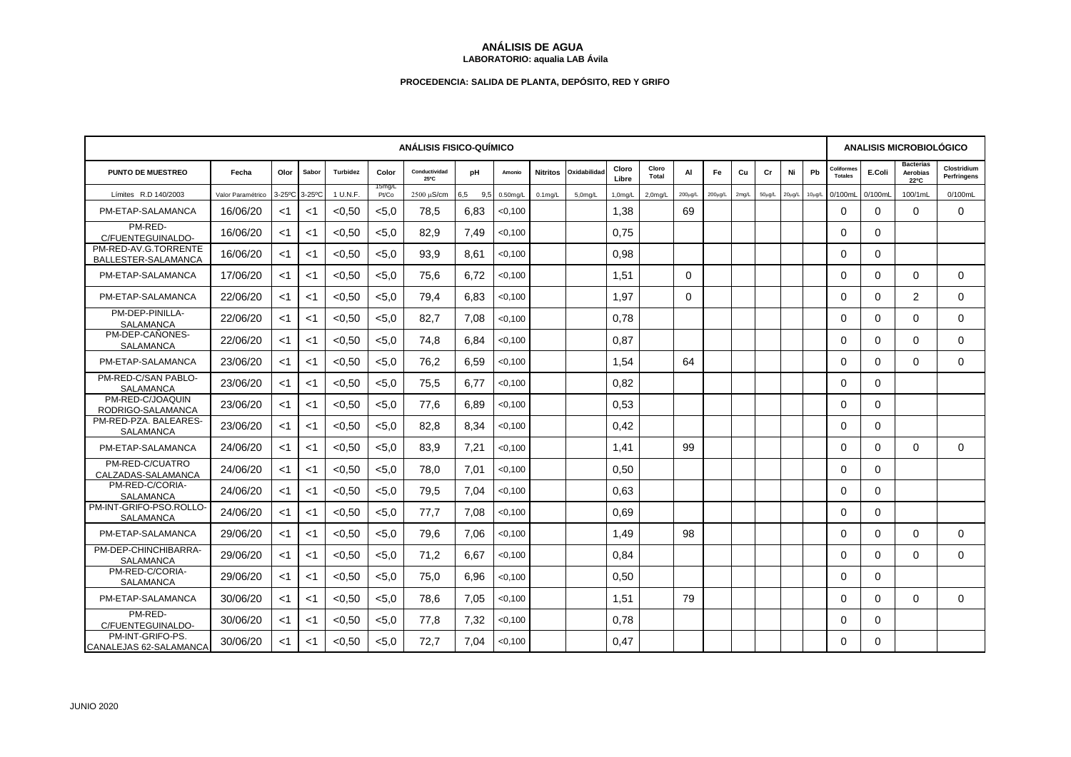# ANÁLISIS DE AGUA

**LABORATORIO: aqualia LAB Ávila**

**PROCEDENCIA: SALIDA DE PLANTA, DEPÓSITO, RED Y GRIFO**

| ANÁLISIS FISICO-QUÍMICO | | | | | | | | | | | | | | | | | | | | | ANALISIS MICROBIOLÓGICO | | | |
|---|---|---|---|---|---|---|---|---|---|---|---|---|---|---|---|---|---|---|---|---|---|---|---|---|
| **PUNTO DE MUESTREO** | **Fecha** | **Olor** | **Sabor** | **Turbidez** | **Color** | **Conductividad 25ºC** | **pH** | **Amonio** | **Nitritos** | **Oxidabilidad** | **Cloro Libre** | **Cloro Total** | **Al** | **Fe** | **Cu** | **Cr** | **Ni** | **Pb** | **Coliformes Totales** | **E.Coli** | **Bacterias Aerobias 22ºC** | **Clostridium Perfringens** |
| Límites R.D 140/2003 | Valor Paramétrico | 3-25ºC | 3-25ºC | 1 U.N.F. | 15mg/L Pt/Co | 2500 μS/cm | 6,5 9,5 | 0.50mg/L | 0.1mg/L | 5,0mg/L | 1,0mg/L | 2,0mg/L | 200μg/L | 200μg/L | 2mg/L | 50μg/L | 20μg/L | 10μg/L | 0/100mL | 0/100mL | 100/1mL | 0/100mL |
| PM-ETAP-SALAMANCA | 16/06/20 | <1 | <1 | <0,50 | <5,0 | 78,5 | 6,83 | <0,100 | | | 1,38 | | 69 | | | | | | 0 | 0 | 0 | 0 |
| PM-RED-C/FUENTEGUINALDO- | 16/06/20 | <1 | <1 | <0,50 | <5,0 | 82,9 | 7,49 | <0,100 | | | 0,75 | | | | | | | | 0 | 0 | | |
| PM-RED-AV.G.TORRENTE BALLESTER-SALAMANCA | 16/06/20 | <1 | <1 | <0,50 | <5,0 | 93,9 | 8,61 | <0,100 | | | 0,98 | | | | | | | | 0 | 0 | | |
| PM-ETAP-SALAMANCA | 17/06/20 | <1 | <1 | <0,50 | <5,0 | 75,6 | 6,72 | <0,100 | | | 1,51 | | 0 | | | | | | 0 | 0 | 0 | 0 |
| PM-ETAP-SALAMANCA | 22/06/20 | <1 | <1 | <0,50 | <5,0 | 79,4 | 6,83 | <0,100 | | | 1,97 | | 0 | | | | | | 0 | 0 | 2 | 0 |
| PM-DEP-PINILLA-SALAMANCA | 22/06/20 | <1 | <1 | <0,50 | <5,0 | 82,7 | 7,08 | <0,100 | | | 0,78 | | | | | | | | 0 | 0 | 0 | 0 |
| PM-DEP-CAÑONES-SALAMANCA | 22/06/20 | <1 | <1 | <0,50 | <5,0 | 74,8 | 6,84 | <0,100 | | | 0,87 | | | | | | | | 0 | 0 | 0 | 0 |
| PM-ETAP-SALAMANCA | 23/06/20 | <1 | <1 | <0,50 | <5,0 | 76,2 | 6,59 | <0,100 | | | 1,54 | | 64 | | | | | | 0 | 0 | 0 | 0 |
| PM-RED-C/SAN PABLO-SALAMANCA | 23/06/20 | <1 | <1 | <0,50 | <5,0 | 75,5 | 6,77 | <0,100 | | | 0,82 | | | | | | | | 0 | 0 | | |
| PM-RED-C/JOAQUIN RODRIGO-SALAMANCA | 23/06/20 | <1 | <1 | <0,50 | <5,0 | 77,6 | 6,89 | <0,100 | | | 0,53 | | | | | | | | 0 | 0 | | |
| PM-RED-PZA. BALEARES-SALAMANCA | 23/06/20 | <1 | <1 | <0,50 | <5,0 | 82,8 | 8,34 | <0,100 | | | 0,42 | | | | | | | | 0 | 0 | | |
| PM-ETAP-SALAMANCA | 24/06/20 | <1 | <1 | <0,50 | <5,0 | 83,9 | 7,21 | <0,100 | | | 1,41 | | 99 | | | | | | 0 | 0 | 0 | 0 |
| PM-RED-C/CUATRO CALZADAS-SALAMANCA | 24/06/20 | <1 | <1 | <0,50 | <5,0 | 78,0 | 7,01 | <0,100 | | | 0,50 | | | | | | | | 0 | 0 | | |
| PM-RED-C/CORIA-SALAMANCA | 24/06/20 | <1 | <1 | <0,50 | <5,0 | 79,5 | 7,04 | <0,100 | | | 0,63 | | | | | | | | 0 | 0 | | |
| PM-INT-GRIFO-PSO.ROLLO-SALAMANCA | 24/06/20 | <1 | <1 | <0,50 | <5,0 | 77,7 | 7,08 | <0,100 | | | 0,69 | | | | | | | | 0 | 0 | | |
| PM-ETAP-SALAMANCA | 29/06/20 | <1 | <1 | <0,50 | <5,0 | 79,6 | 7,06 | <0,100 | | | 1,49 | | 98 | | | | | | 0 | 0 | 0 | 0 |
| PM-DEP-CHINCHIBARRA-SALAMANCA | 29/06/20 | <1 | <1 | <0,50 | <5,0 | 71,2 | 6,67 | <0,100 | | | 0,84 | | | | | | | | 0 | 0 | 0 | 0 |
| PM-RED-C/CORIA-SALAMANCA | 29/06/20 | <1 | <1 | <0,50 | <5,0 | 75,0 | 6,96 | <0,100 | | | 0,50 | | | | | | | | 0 | 0 | | |
| PM-ETAP-SALAMANCA | 30/06/20 | <1 | <1 | <0,50 | <5,0 | 78,6 | 7,05 | <0,100 | | | 1,51 | | 79 | | | | | | 0 | 0 | 0 | 0 |
| PM-RED-C/FUENTEGUINALDO- | 30/06/20 | <1 | <1 | <0,50 | <5,0 | 77,8 | 7,32 | <0,100 | | | 0,78 | | | | | | | | 0 | 0 | | |
| PM-INT-GRIFO-PS. CANALEJAS 62-SALAMANCA | 30/06/20 | <1 | <1 | <0,50 | <5,0 | 72,7 | 7,04 | <0,100 | | | 0,47 | | | | | | | | 0 | 0 | | |

JUNIO 2020